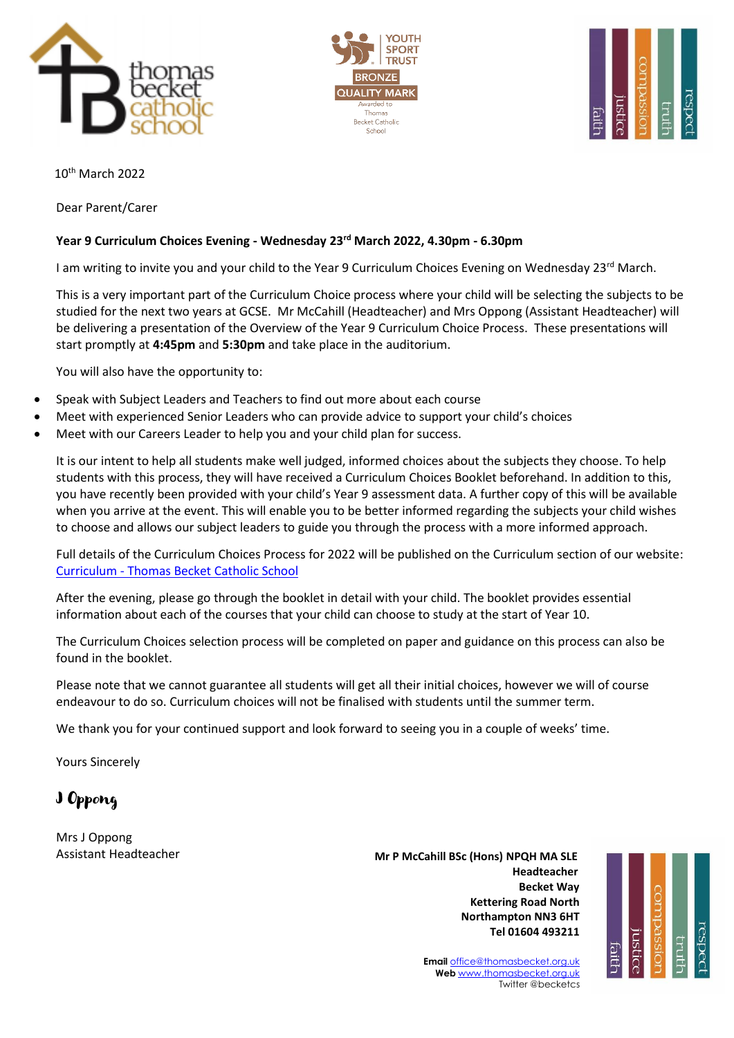10th March 2022

Dear Parent/Carer

**Year 9 Curriculum Choices Evening - Wednesday 23rd March 2022, 4.30pm - 6.30pm**

I am writing to invite you and your child to the Year 9 Curriculum Choices Evening on Wednesday 23rd March.

This is a very important part of the Curriculum Choice process where your child will be selecting the subjects to be studied for the next two years at GCSE. Mr McCahill (Headteacher) and Mrs Oppong (Assistant Headteacher) will be delivering a presentation of the Overview of the Year 9 Curriculum Choice Process. These presentations will start promptly at **4:45pm** and **5:30pm** and take place in the auditorium.

You will also have the opportunity to:

- Speak with Subject Leaders and Teachers to find out more about each course
- Meet with experienced Senior Leaders who can provide advice to support your child's choices
- Meet with our Careers Leader to help you and your child plan for success.

It is our intent to help all students make well judged, informed choices about the subjects they choose. To help students with this process, they will have received a Curriculum Choices Booklet beforehand. In addition to this, you have recently been provided with your child's Year 9 assessment data. A further copy of this will be available when you arrive at the event. This will enable you to be better informed regarding the subjects your child wishes to choose and allows our subject leaders to guide you through the process with a more informed approach.

Full details of the Curriculum Choices Process for 2022 will be published on the Curriculum section of our website: Curriculum - Thomas Becket Catholic School

After the evening, please go through the booklet in detail with your child. The booklet provides essential information about each of the courses that your child can choose to study at the start of Year 10.

The Curriculum Choices selection process will be completed on paper and guidance on this process can also be found in the booklet.

Please note that we cannot guarantee all students will get all their initial choices, however we will of course endeavour to do so. Curriculum choices will not be finalised with students until the summer term.

We thank you for your continued support and look forward to seeing you in a couple of weeks' time.

Yours Sincerely

J Oppong

Mrs J Oppong
Assistant Headteacher

**Mr P McCahill BSc (Hons) NPQH MA SLE**
**Headteacher**
**Becket Way**
**Kettering Road North**
**Northampton NN3 6HT**
**Tel 01604 493211**

**Email** office@thomasbecket.org.uk
**Web** www.thomasbecket.org.uk
Twitter @becketcs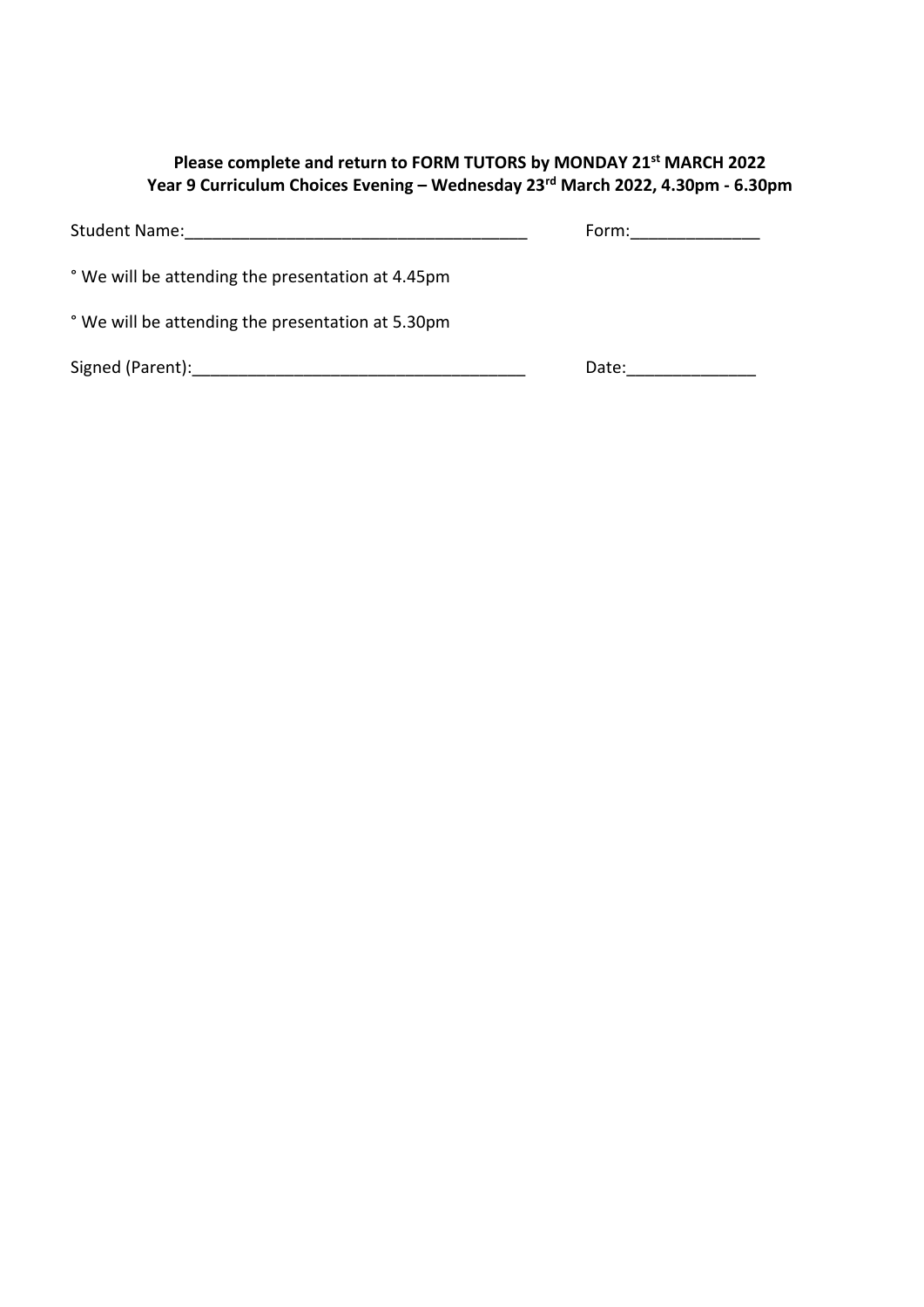**Please complete and return to FORM TUTORS by MONDAY 21st MARCH 2022**
**Year 9 Curriculum Choices Evening – Wednesday 23rd March 2022, 4.30pm - 6.30pm**

Student Name:_____________________________________ Form:______________

° We will be attending the presentation at 4.45pm

° We will be attending the presentation at 5.30pm

Signed (Parent):____________________________________ Date:______________